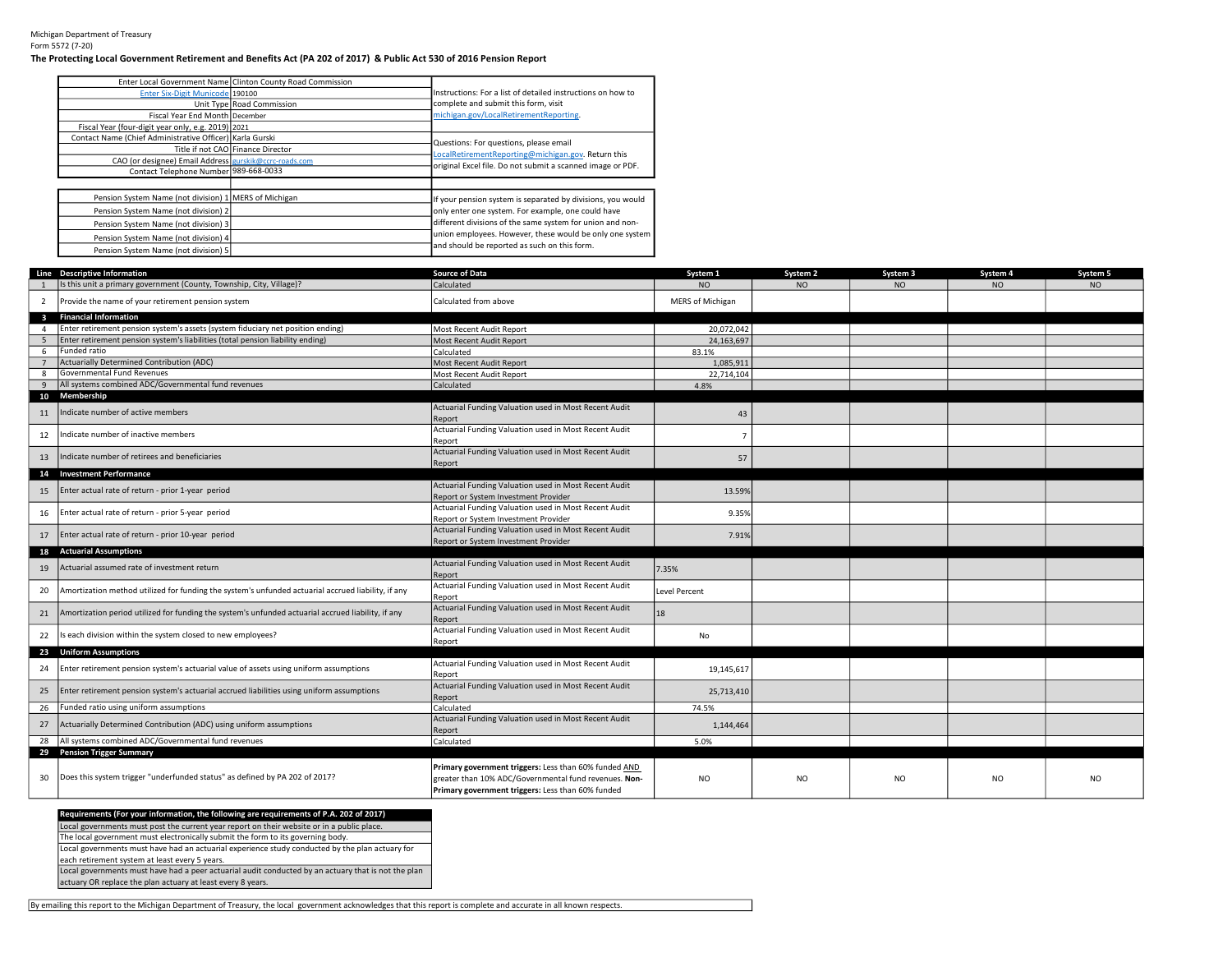Michigan Department of Treasury
Form 5572 (7-20)

**The Protecting Local Government Retirement and Benefits Act (PA 202 of 2017) & Public Act 530 of 2016 Pension Report**

| | |
|---|---|
| Enter Local Government Name | Clinton County Road Commission |
| Enter Six-Digit Municode | 190100 |
| Unit Type | Road Commission |
| Fiscal Year End Month | December |
| Fiscal Year (four-digit year only, e.g. 2019) | 2021 |
| Contact Name (Chief Administrative Officer) | Karla Gurski |
| Title if not CAO | Finance Director |
| CAO (or designee) Email Address | gurskik@ccrc-roads.com |
| Contact Telephone Number | 989-668-0033 |

Instructions: For a list of detailed instructions on how to complete and submit this form, visit michigan.gov/LocalRetirementReporting.

Questions: For questions, please email LocalRetirementReporting@michigan.gov. Return this original Excel file. Do not submit a scanned image or PDF.

| | |
|---|---|
| Pension System Name (not division) 1 | MERS of Michigan |
| Pension System Name (not division) 2 | |
| Pension System Name (not division) 3 | |
| Pension System Name (not division) 4 | |
| Pension System Name (not division) 5 | |

If your pension system is separated by divisions, you would only enter one system. For example, one could have different divisions of the same system for union and non-union employees. However, these would be only one system and should be reported as such on this form.

| Line | Descriptive Information | Source of Data | System 1 | System 2 | System 3 | System 4 | System 5 |
|---|---|---|---|---|---|---|---|
| 1 | Is this unit a primary government (County, Township, City, Village)? | Calculated | NO | NO | NO | NO | NO |
| 2 | Provide the name of your retirement pension system | Calculated from above | MERS of Michigan | | | | |
| 3 | **Financial Information** | | | | | | |
| 4 | Enter retirement pension system's assets (system fiduciary net position ending) | Most Recent Audit Report | 20,072,042 | | | | |
| 5 | Enter retirement pension system's liabilities (total pension liability ending) | Most Recent Audit Report | 24,163,697 | | | | |
| 6 | Funded ratio | Calculated | 83.1% | | | | |
| 7 | Actuarially Determined Contribution (ADC) | Most Recent Audit Report | 1,085,911 | | | | |
| 8 | Governmental Fund Revenues | Most Recent Audit Report | 22,714,104 | | | | |
| 9 | All systems combined ADC/Governmental fund revenues | Calculated | 4.8% | | | | |
| 10 | **Membership** | | | | | | |
| 11 | Indicate number of active members | Actuarial Funding Valuation used in Most Recent Audit Report | 43 | | | | |
| 12 | Indicate number of inactive members | Actuarial Funding Valuation used in Most Recent Audit Report | 7 | | | | |
| 13 | Indicate number of retirees and beneficiaries | Actuarial Funding Valuation used in Most Recent Audit Report | 57 | | | | |
| 14 | **Investment Performance** | | | | | | |
| 15 | Enter actual rate of return - prior 1-year period | Actuarial Funding Valuation used in Most Recent Audit Report or System Investment Provider | 13.59% | | | | |
| 16 | Enter actual rate of return - prior 5-year period | Actuarial Funding Valuation used in Most Recent Audit Report or System Investment Provider | 9.35% | | | | |
| 17 | Enter actual rate of return - prior 10-year period | Actuarial Funding Valuation used in Most Recent Audit Report or System Investment Provider | 7.91% | | | | |
| 18 | **Actuarial Assumptions** | | | | | | |
| 19 | Actuarial assumed rate of investment return | Actuarial Funding Valuation used in Most Recent Audit Report | 7.35% | | | | |
| 20 | Amortization method utilized for funding the system's unfunded actuarial accrued liability, if any | Actuarial Funding Valuation used in Most Recent Audit Report | Level Percent | | | | |
| 21 | Amortization period utilized for funding the system's unfunded actuarial accrued liability, if any | Actuarial Funding Valuation used in Most Recent Audit Report | 18 | | | | |
| 22 | Is each division within the system closed to new employees? | Actuarial Funding Valuation used in Most Recent Audit Report | No | | | | |
| 23 | **Uniform Assumptions** | | | | | | |
| 24 | Enter retirement pension system's actuarial value of assets using uniform assumptions | Actuarial Funding Valuation used in Most Recent Audit Report | 19,145,617 | | | | |
| 25 | Enter retirement pension system's actuarial accrued liabilities using uniform assumptions | Actuarial Funding Valuation used in Most Recent Audit Report | 25,713,410 | | | | |
| 26 | Funded ratio using uniform assumptions | Calculated | 74.5% | | | | |
| 27 | Actuarially Determined Contribution (ADC) using uniform assumptions | Actuarial Funding Valuation used in Most Recent Audit Report | 1,144,464 | | | | |
| 28 | All systems combined ADC/Governmental fund revenues | Calculated | 5.0% | | | | |
| 29 | **Pension Trigger Summary** | | | | | | |
| 30 | Does this system trigger "underfunded status" as defined by PA 202 of 2017? | **Primary government triggers:** Less than 60% funded AND greater than 10% ADC/Governmental fund revenues. **Non-Primary government triggers:** Less than 60% funded | NO | NO | NO | NO | NO |

| **Requirements (For your information, the following are requirements of P.A. 202 of 2017)** |
|---|
| Local governments must post the current year report on their website or in a public place. |
| The local government must electronically submit the form to its governing body. |
| Local governments must have had an actuarial experience study conducted by the plan actuary for each retirement system at least every 5 years. |
| Local governments must have had a peer actuarial audit conducted by an actuary that is not the plan actuary OR replace the plan actuary at least every 8 years. |

By emailing this report to the Michigan Department of Treasury, the local government acknowledges that this report is complete and accurate in all known respects.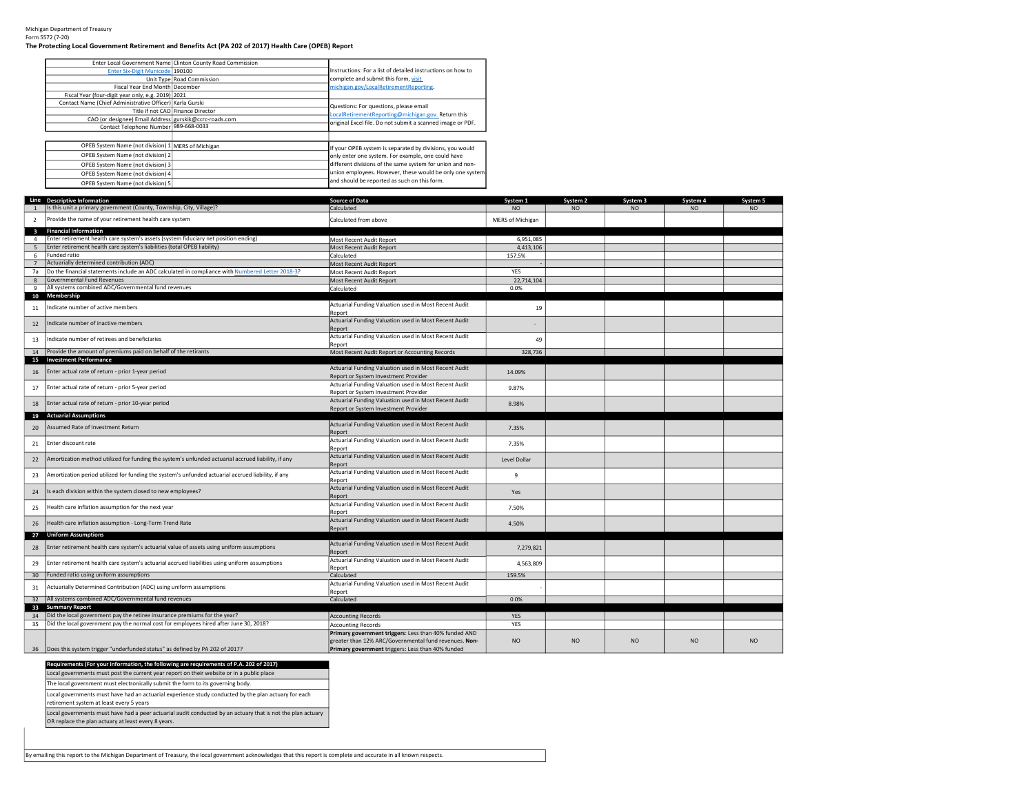Michigan Department of Treasury
Form 5572 (7-20)

**The Protecting Local Government Retirement and Benefits Act (PA 202 of 2017) Health Care (OPEB) Report**

| | |
|---|---|
| Enter Local Government Name | Clinton County Road Commission |
| Enter Six-Digit Municode | 190100 |
| Unit Type | Road Commission |
| Fiscal Year End Month | December |
| Fiscal Year (four-digit year only, e.g. 2019) | 2021 |
| Contact Name (Chief Administrative Officer) | Karla Gurski |
| Title if not CAO | Finance Director |
| CAO (or designee) Email Address | gurskik@ccrc-roads.com |
| Contact Telephone Number | 989-668-0033 |

Instructions: For a list of detailed instructions on how to complete and submit this form, visit michigan.gov/LocalRetirementReporting.

Questions: For questions, please email LocalRetirementReporting@michigan.gov. Return this original Excel file. Do not submit a scanned image or PDF.

| | |
|---|---|
| OPEB System Name (not division) 1 | MERS of Michigan |
| OPEB System Name (not division) 2 | |
| OPEB System Name (not division) 3 | |
| OPEB System Name (not division) 4 | |
| OPEB System Name (not division) 5 | |

If your OPEB system is separated by divisions, you would only enter one system. For example, one could have different divisions of the same system for union and non-union employees. However, these would be only one system and should be reported as such on this form.

| Line | Descriptive Information | Source of Data | System 1 | System 2 | System 3 | System 4 | System 5 |
|---|---|---|---|---|---|---|---|
| 1 | Is this unit a primary government (County, Township, City, Village)? | Calculated | NO | NO | NO | NO | NO |
| 2 | Provide the name of your retirement health care system | Calculated from above | MERS of Michigan | | | | |
| 3 | **Financial Information** | | | | | | |
| 4 | Enter retirement health care system's assets (system fiduciary net position ending) | Most Recent Audit Report | 6,951,085 | | | | |
| 5 | Enter retirement health care system's liabilities (total OPEB liability) | Most Recent Audit Report | 4,413,106 | | | | |
| 6 | Funded ratio | Calculated | 157.5% | | | | |
| 7 | Actuarially determined contribution (ADC) | Most Recent Audit Report | - | | | | |
| 7a | Do the financial statements include an ADC calculated in compliance with Numbered Letter 2018-3? | Most Recent Audit Report | YES | | | | |
| 8 | Governmental Fund Revenues | Most Recent Audit Report | 22,714,104 | | | | |
| 9 | All systems combined ADC/Governmental fund revenues | Calculated | 0.0% | | | | |
| 10 | **Membership** | | | | | | |
| 11 | Indicate number of active members | Actuarial Funding Valuation used in Most Recent Audit Report | 19 | | | | |
| 12 | Indicate number of inactive members | Actuarial Funding Valuation used in Most Recent Audit Report | - | | | | |
| 13 | Indicate number of retirees and beneficiaries | Actuarial Funding Valuation used in Most Recent Audit Report | 49 | | | | |
| 14 | Provide the amount of premiums paid on behalf of the retirants | Most Recent Audit Report or Accounting Records | 328,736 | | | | |
| 15 | **Investment Performance** | | | | | | |
| 16 | Enter actual rate of return - prior 1-year period | Actuarial Funding Valuation used in Most Recent Audit Report or System Investment Provider | 14.09% | | | | |
| 17 | Enter actual rate of return - prior 5-year period | Actuarial Funding Valuation used in Most Recent Audit Report or System Investment Provider | 9.87% | | | | |
| 18 | Enter actual rate of return - prior 10-year period | Actuarial Funding Valuation used in Most Recent Audit Report or System Investment Provider | 8.98% | | | | |
| 19 | **Actuarial Assumptions** | | | | | | |
| 20 | Assumed Rate of Investment Return | Actuarial Funding Valuation used in Most Recent Audit Report | 7.35% | | | | |
| 21 | Enter discount rate | Actuarial Funding Valuation used in Most Recent Audit Report | 7.35% | | | | |
| 22 | Amortization method utilized for funding the system's unfunded actuarial accrued liability, if any | Actuarial Funding Valuation used in Most Recent Audit Report | Level Dollar | | | | |
| 23 | Amortization period utilized for funding the system's unfunded actuarial accrued liability, if any | Actuarial Funding Valuation used in Most Recent Audit Report | 9 | | | | |
| 24 | Is each division within the system closed to new employees? | Actuarial Funding Valuation used in Most Recent Audit Report | Yes | | | | |
| 25 | Health care inflation assumption for the next year | Actuarial Funding Valuation used in Most Recent Audit Report | 7.50% | | | | |
| 26 | Health care inflation assumption - Long-Term Trend Rate | Actuarial Funding Valuation used in Most Recent Audit Report | 4.50% | | | | |
| 27 | **Uniform Assumptions** | | | | | | |
| 28 | Enter retirement health care system's actuarial value of assets using uniform assumptions | Actuarial Funding Valuation used in Most Recent Audit Report | 7,279,821 | | | | |
| 29 | Enter retirement health care system's actuarial accrued liabilities using uniform assumptions | Actuarial Funding Valuation used in Most Recent Audit Report | 4,563,809 | | | | |
| 30 | Funded ratio using uniform assumptions | Calculated | 159.5% | | | | |
| 31 | Actuarially Determined Contribution (ADC) using uniform assumptions | Actuarial Funding Valuation used in Most Recent Audit Report | - | | | | |
| 32 | All systems combined ADC/Governmental fund revenues | Calculated | 0.0% | | | | |
| 33 | **Summary Report** | | | | | | |
| 34 | Did the local government pay the retiree insurance premiums for the year? | Accounting Records | YES | | | | |
| 35 | Did the local government pay the normal cost for employees hired after June 30, 2018? | Accounting Records | YES | | | | |
| 36 | Does this system trigger "underfunded status" as defined by PA 202 of 2017? | **Primary government triggers**: Less than 40% funded AND greater than 12% ARC/Governmental fund revenues. **Non-Primary government** triggers: Less than 40% funded | NO | NO | NO | NO | NO |

| **Requirements (For your information, the following are requirements of P.A. 202 of 2017)** |
|---|
| Local governments must post the current year report on their website or in a public place |
| The local government must electronically submit the form to its governing body. |
| Local governments must have had an actuarial experience study conducted by the plan actuary for each retirement system at least every 5 years |
| Local governments must have had a peer actuarial audit conducted by an actuary that is not the plan actuary OR replace the plan actuary at least every 8 years. |

By emailing this report to the Michigan Department of Treasury, the local government acknowledges that this report is complete and accurate in all known respects.